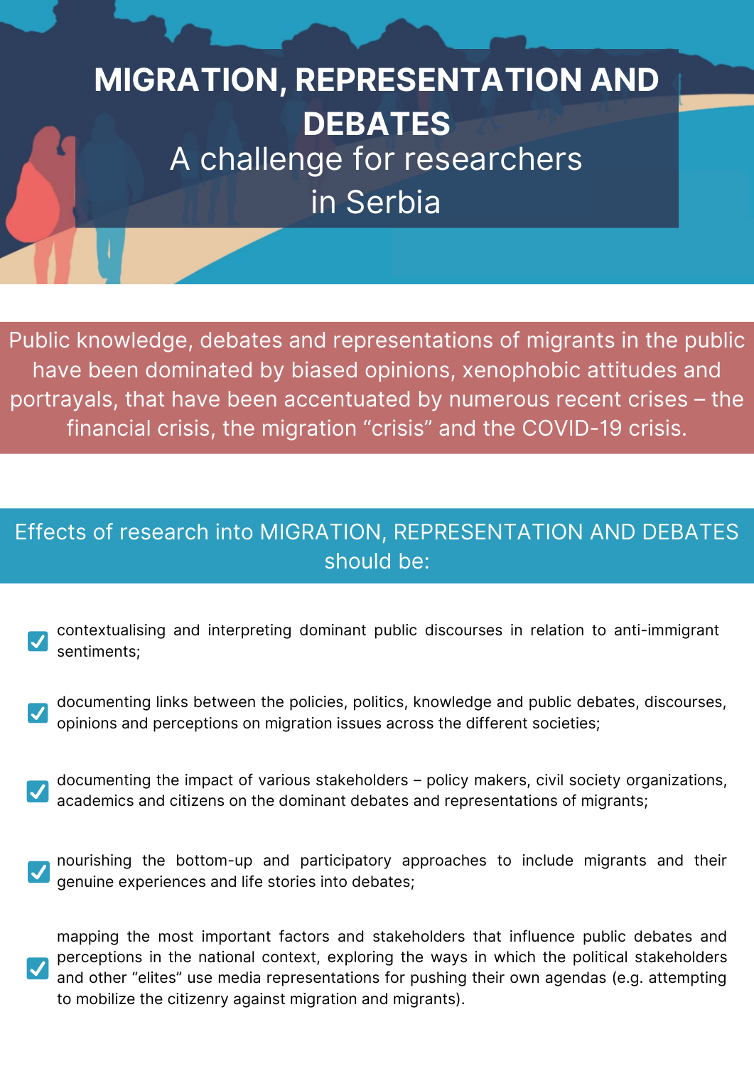# MIGRATION, REPRESENTATION AND DEBATES

## A challenge for researchers in Serbia

Public knowledge, debates and representations of migrants in the public have been dominated by biased opinions, xenophobic attitudes and portrayals, that have been accentuated by numerous recent crises – the financial crisis, the migration “crisis” and the COVID-19 crisis.

### Effects of research into MIGRATION, REPRESENTATION AND DEBATES should be:

- contextualising and interpreting dominant public discourses in relation to anti-immigrant sentiments;
- documenting links between the policies, politics, knowledge and public debates, discourses, opinions and perceptions on migration issues across the different societies;
- documenting the impact of various stakeholders – policy makers, civil society organizations, academics and citizens on the dominant debates and representations of migrants;
- nourishing the bottom-up and participatory approaches to include migrants and their genuine experiences and life stories into debates;
- mapping the most important factors and stakeholders that influence public debates and perceptions in the national context, exploring the ways in which the political stakeholders and other “elites” use media representations for pushing their own agendas (e.g. attempting to mobilize the citizenry against migration and migrants).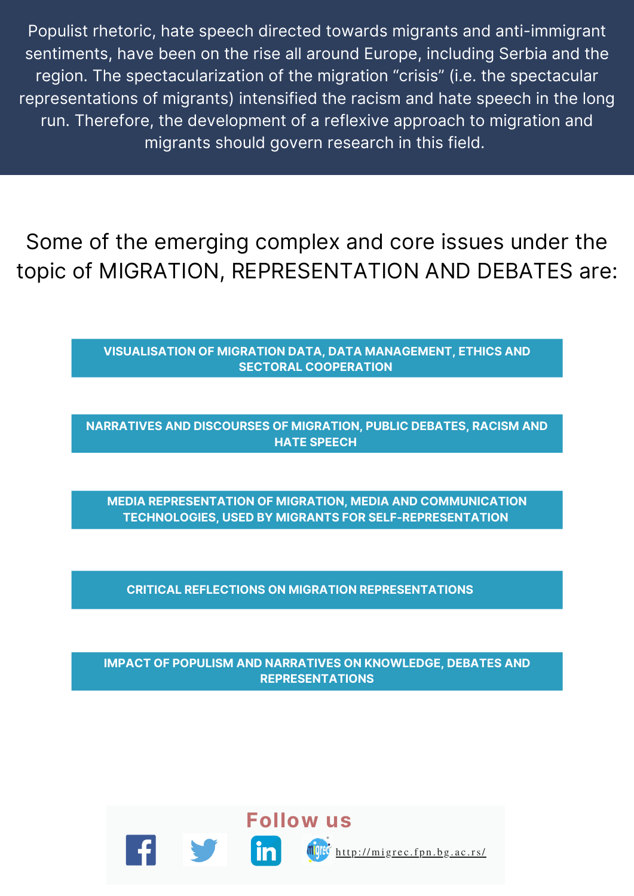Populist rhetoric, hate speech directed towards migrants and anti-immigrant sentiments, have been on the rise all around Europe, including Serbia and the region. The spectacularization of the migration “crisis” (i.e. the spectacular representations of migrants) intensified the racism and hate speech in the long run. Therefore, the development of a reflexive approach to migration and migrants should govern research in this field.

## Some of the emerging complex and core issues under the topic of MIGRATION, REPRESENTATION AND DEBATES are:

- **VISUALISATION OF MIGRATION DATA, DATA MANAGEMENT, ETHICS AND SECTORAL COOPERATION**
- **NARRATIVES AND DISCOURSES OF MIGRATION, PUBLIC DEBATES, RACISM AND HATE SPEECH**
- **MEDIA REPRESENTATION OF MIGRATION, MEDIA AND COMMUNICATION TECHNOLOGIES, USED BY MIGRANTS FOR SELF-REPRESENTATION**
- **CRITICAL REFLECTIONS ON MIGRATION REPRESENTATIONS**
- **IMPACT OF POPULISM AND NARRATIVES ON KNOWLEDGE, DEBATES AND REPRESENTATIONS**

**Follow us**

http://migrec.fpn.bg.ac.rs/